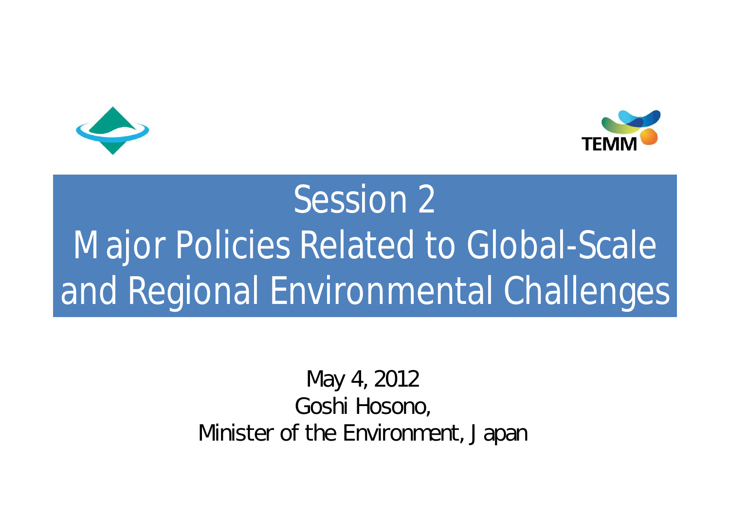TEMM

# Session 2
# Major Policies Related to Global-Scale and Regional Environmental Challenges

May 4, 2012
Goshi Hosono,
Minister of the Environment, Japan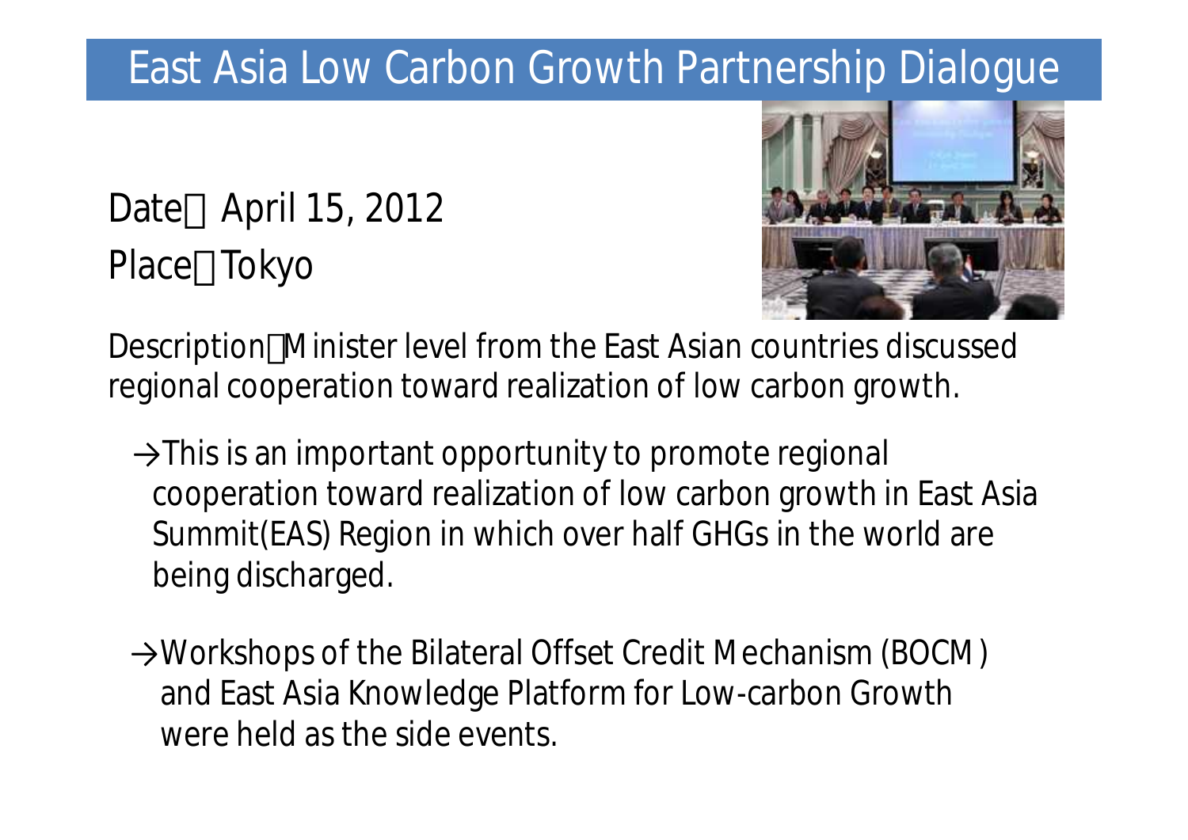# East Asia Low Carbon Growth Partnership Dialogue

Date： April 15, 2012

Place：Tokyo

Description：Minister level from the East Asian countries discussed regional cooperation toward realization of low carbon growth.

→This is an important opportunity to promote regional cooperation toward realization of low carbon growth in East Asia Summit(EAS) Region in which over half GHGs in the world are being discharged.

→Workshops of the Bilateral Offset Credit Mechanism (BOCM) and East Asia Knowledge Platform for Low-carbon Growth were held as the side events.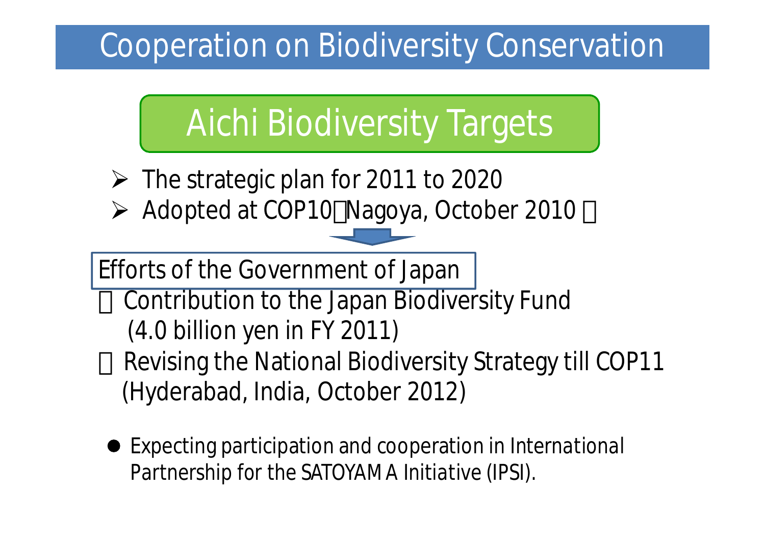# Cooperation on Biodiversity Conservation

## Aichi Biodiversity Targets

- The strategic plan for 2011 to 2020
- Adopted at COP10（Nagoya, October 2010 ）

**Efforts of the Government of Japan**

- Contribution to the Japan Biodiversity Fund (4.0 billion yen in FY 2011)
- Revising the National Biodiversity Strategy till COP11 (Hyderabad, India, October 2012)

- Expecting participation and cooperation in International Partnership for the SATOYAMA Initiative (IPSI).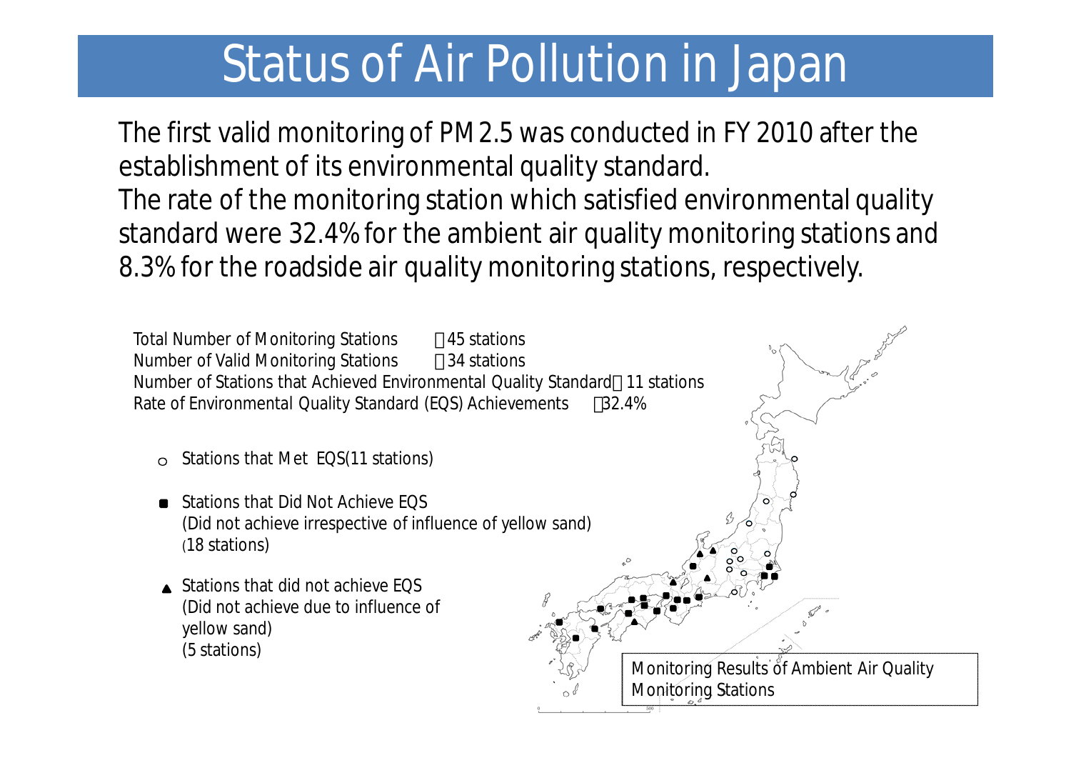# Status of Air Pollution in Japan

The first valid monitoring of PM2.5 was conducted in FY 2010 after the establishment of its environmental quality standard.
The rate of the monitoring station which satisfied environmental quality standard were 32.4% for the ambient air quality monitoring stations and 8.3% for the roadside air quality monitoring stations, respectively.

Total Number of Monitoring Stations ：45 stations
Number of Valid Monitoring Stations ：34 stations
Number of Stations that Achieved Environmental Quality Standard：11 stations
Rate of Environmental Quality Standard (EQS) Achievements ：32.4%

- ○ Stations that Met EQS(11 stations)
- ■ Stations that Did Not Achieve EQS (Did not achieve irrespective of influence of yellow sand) (18 stations)
- ▲ Stations that did not achieve EQS (Did not achieve due to influence of yellow sand) (5 stations)

Monitoring Results of Ambient Air Quality Monitoring Stations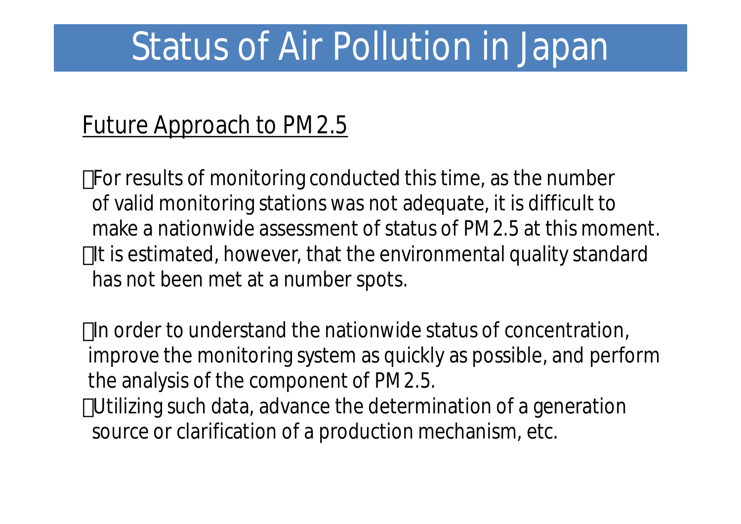# Status of Air Pollution in Japan

## Future Approach to PM2.5

- For results of monitoring conducted this time, as the number of valid monitoring stations was not adequate, it is difficult to make a nationwide assessment of status of PM2.5 at this moment.
- It is estimated, however, that the environmental quality standard has not been met at a number spots.

- In order to understand the nationwide status of concentration, improve the monitoring system as quickly as possible, and perform the analysis of the component of PM2.5.
- Utilizing such data, advance the determination of a generation source or clarification of a production mechanism, etc.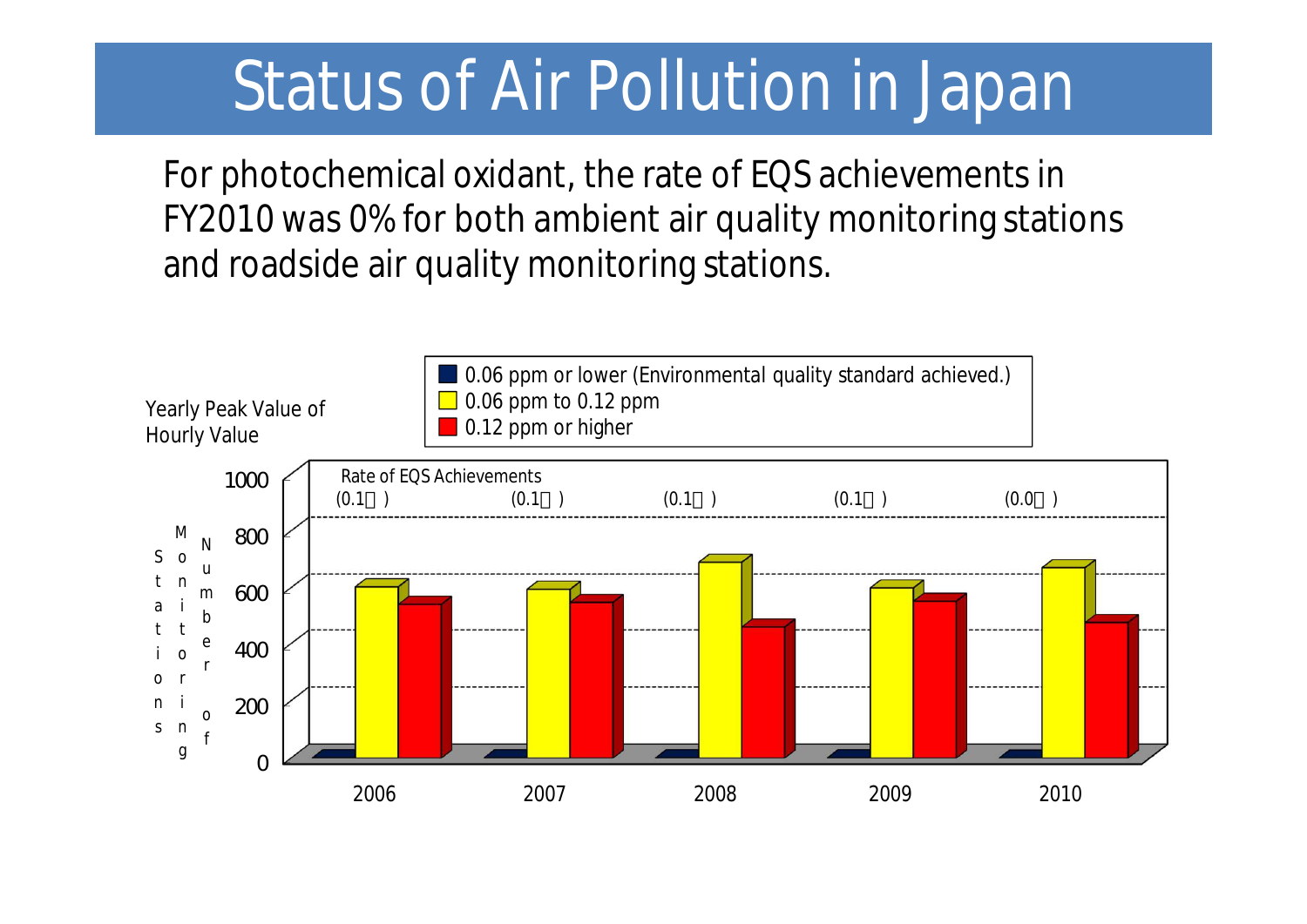# Status of Air Pollution in Japan

For photochemical oxidant, the rate of EQS achievements in FY2010 was 0% for both ambient air quality monitoring stations and roadside air quality monitoring stations.

Yearly Peak Value of Hourly Value

- 0.06 ppm or lower (Environmental quality standard achieved.)
- 0.06 ppm to 0.12 ppm
- 0.12 ppm or higher

Number of Monitoring Stations

Rate of EQS Achievements

| | 2006 | 2007 | 2008 | 2009 | 2010 |
|---|---|---|---|---|---|
| Rate of EQS Achievements | (0.1 ) | (0.1 ) | (0.1 ) | (0.1 ) | (0.0 ) |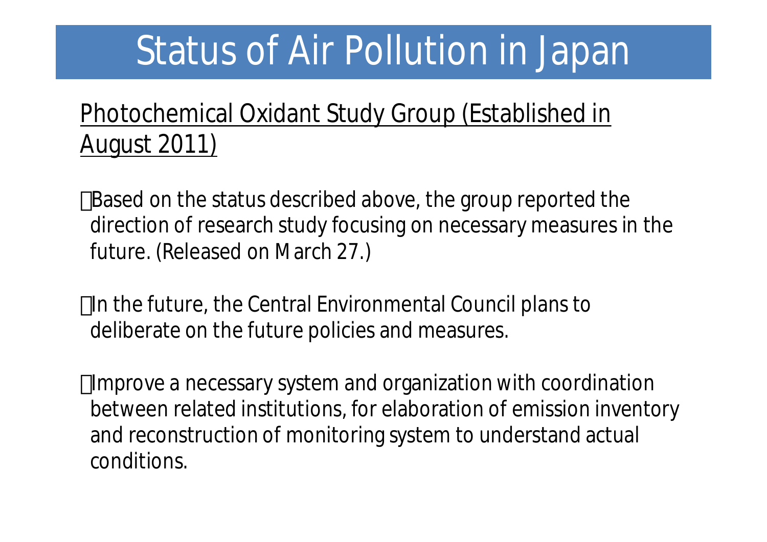# Status of Air Pollution in Japan

Photochemical Oxidant Study Group (Established in August 2011)

- Based on the status described above, the group reported the direction of research study focusing on necessary measures in the future. (Released on March 27.)

- In the future, the Central Environmental Council plans to deliberate on the future policies and measures.

- Improve a necessary system and organization with coordination between related institutions, for elaboration of emission inventory and reconstruction of monitoring system to understand actual conditions.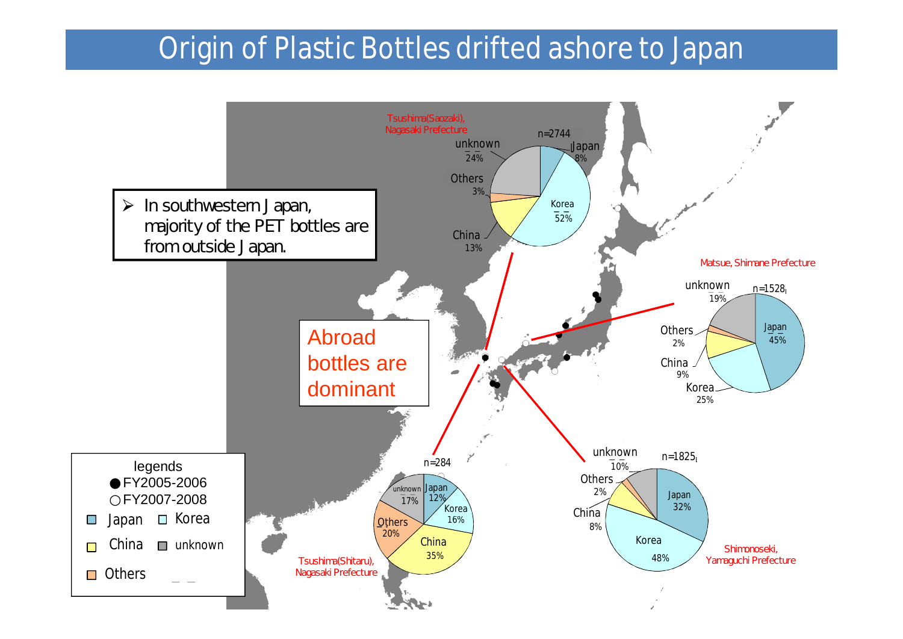# Origin of Plastic Bottles drifted ashore to Japan

- In southwestern Japan, majority of the PET bottles are from outside Japan.

Abroad bottles are dominant

**Tsushima(Saozaki), Nagasaki Prefecture** (n=2744)

| Origin | % |
|---|---|
| Japan | 8% |
| Korea | 52% |
| China | 13% |
| Others | 3% |
| unknown | 24% |

**Matsue, Shimane Prefecture** (n=1528)

| Origin | % |
|---|---|
| Japan | 45% |
| Korea | 25% |
| China | 9% |
| Others | 2% |
| unknown | 19% |

**Tsushima(Shitaru), Nagasaki Prefecture** (n=284)

| Origin | % |
|---|---|
| Japan | 12% |
| Korea | 16% |
| China | 35% |
| Others | 20% |
| unknown | 17% |

**Shimonoseki, Yamaguchi Prefecture** (n=1825)

| Origin | % |
|---|---|
| Japan | 32% |
| Korea | 48% |
| China | 8% |
| Others | 2% |
| unknown | 10% |

legends
- ● FY2005-2006
- ○ FY2007-2008
- Japan, Korea, China, unknown, Others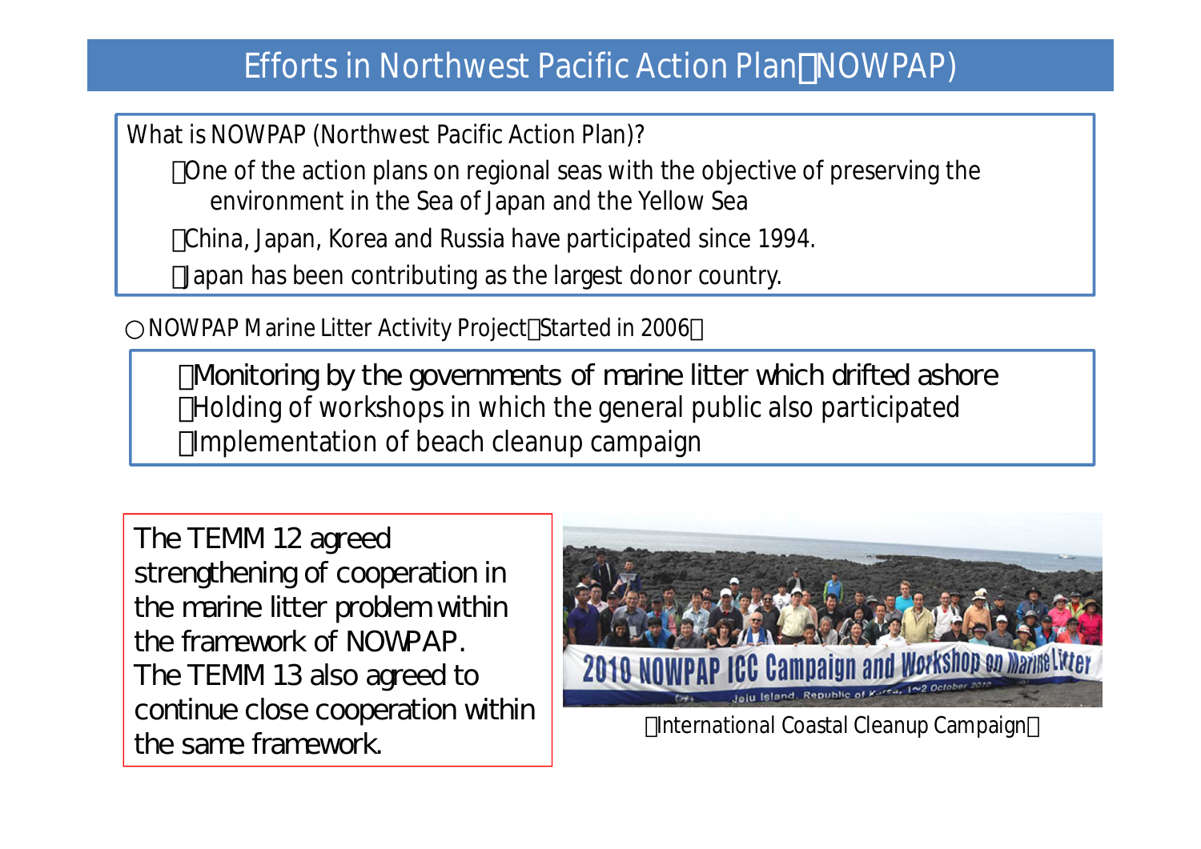# Efforts in Northwest Pacific Action Plan（NOWPAP)

What is NOWPAP (Northwest Pacific Action Plan)?

- One of the action plans on regional seas with the objective of preserving the environment in the Sea of Japan and the Yellow Sea
- China, Japan, Korea and Russia have participated since 1994.
- Japan has been contributing as the largest donor country.

○NOWPAP Marine Litter Activity Project（Started in 2006）

- Monitoring by the governments of marine litter which drifted ashore
- Holding of workshops in which the general public also participated
- Implementation of beach cleanup campaign

The TEMM 12 agreed strengthening of cooperation in the marine litter problem within the framework of NOWPAP. The TEMM 13 also agreed to continue close cooperation within the same framework.

（International Coastal Cleanup Campaign）